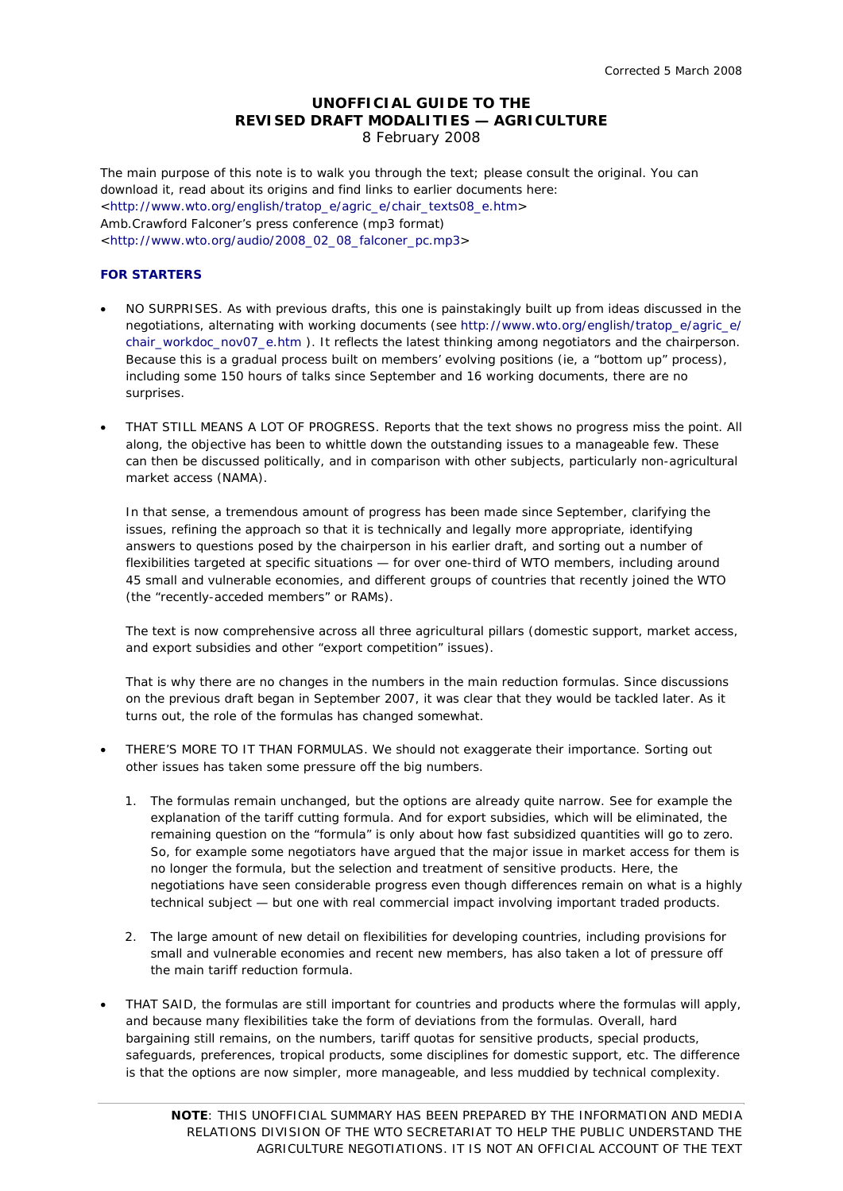Corrected 5 March 2008

# UNOFFICIAL GUIDE TO THE REVISED DRAFT MODALITIES — AGRICULTURE

8 February 2008

The main purpose of this note is to walk you through the text; please consult the original. You can download it, read about its origins and find links to earlier documents here: <http://www.wto.org/english/tratop_e/agric_e/chair_texts08_e.htm>
Amb.Crawford Falconer's press conference (mp3 format) <http://www.wto.org/audio/2008_02_08_falconer_pc.mp3>

## FOR STARTERS

- NO SURPRISES. As with previous drafts, this one is painstakingly built up from ideas discussed in the negotiations, alternating with working documents (see http://www.wto.org/english/tratop_e/agric_e/chair_workdoc_nov07_e.htm ). It reflects the latest thinking among negotiators and the chairperson. Because this is a gradual process built on members' evolving positions (ie, a "bottom up" process), including some 150 hours of talks since September and 16 working documents, there are no surprises.

- THAT STILL MEANS A LOT OF PROGRESS. Reports that the text shows no progress miss the point. All along, the objective has been to whittle down the outstanding issues to a manageable few. These can then be discussed politically, and in comparison with other subjects, particularly non-agricultural market access (NAMA).

  In that sense, a tremendous amount of progress has been made since September, clarifying the issues, refining the approach so that it is technically and legally more appropriate, identifying answers to questions posed by the chairperson in his earlier draft, and sorting out a number of flexibilities targeted at specific situations — for over one-third of WTO members, including around 45 small and vulnerable economies, and different groups of countries that recently joined the WTO (the "recently-acceded members" or RAMs).

  The text is now comprehensive across all three agricultural pillars (domestic support, market access, and export subsidies and other "export competition" issues).

  That is why there are no changes in the numbers in the main reduction formulas. Since discussions on the previous draft began in September 2007, it was clear that they would be tackled later. As it turns out, the role of the formulas has changed somewhat.

- THERE'S MORE TO IT THAN FORMULAS. We should not exaggerate their importance. Sorting out other issues has taken some pressure off the big numbers.

  1. The formulas remain unchanged, but the options are already quite narrow. See for example the explanation of the tariff cutting formula. And for export subsidies, which will be eliminated, the remaining question on the "formula" is only about how fast subsidized quantities will go to zero. So, for example some negotiators have argued that the major issue in market access for them is no longer the formula, but the selection and treatment of sensitive products. Here, the negotiations have seen considerable progress even though differences remain on what is a highly technical subject — but one with real commercial impact involving important traded products.

  2. The large amount of new detail on flexibilities for developing countries, including provisions for small and vulnerable economies and recent new members, has also taken a lot of pressure off the main tariff reduction formula.

- THAT SAID, the formulas are still important for countries and products where the formulas will apply, and because many flexibilities take the form of deviations from the formulas. Overall, hard bargaining still remains, on the numbers, tariff quotas for sensitive products, special products, safeguards, preferences, tropical products, some disciplines for domestic support, etc. The difference is that the options are now simpler, more manageable, and less muddied by technical complexity.

**NOTE**: THIS UNOFFICIAL SUMMARY HAS BEEN PREPARED BY THE INFORMATION AND MEDIA RELATIONS DIVISION OF THE WTO SECRETARIAT TO HELP THE PUBLIC UNDERSTAND THE AGRICULTURE NEGOTIATIONS. IT IS NOT AN OFFICIAL ACCOUNT OF THE TEXT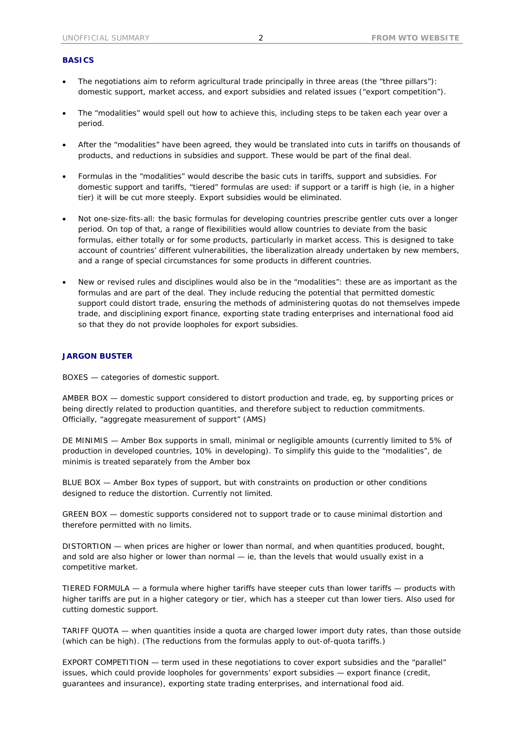## BASICS

- The negotiations aim to reform agricultural trade principally in three areas (the "three pillars"): domestic support, market access, and export subsidies and related issues ("export competition").
- The "modalities" would spell out how to achieve this, including steps to be taken each year over a period.
- After the "modalities" have been agreed, they would be translated into cuts in tariffs on thousands of products, and reductions in subsidies and support. These would be part of the final deal.
- Formulas in the "modalities" would describe the basic cuts in tariffs, support and subsidies. For domestic support and tariffs, "tiered" formulas are used: if support or a tariff is high (ie, in a higher tier) it will be cut more steeply. Export subsidies would be eliminated.
- Not one-size-fits-all: the basic formulas for developing countries prescribe gentler cuts over a longer period. On top of that, a range of flexibilities would allow countries to deviate from the basic formulas, either totally or for some products, particularly in market access. This is designed to take account of countries' different vulnerabilities, the liberalization already undertaken by new members, and a range of special circumstances for some products in different countries.
- New or revised rules and disciplines would also be in the "modalities": these are as important as the formulas and are part of the deal. They include reducing the potential that permitted domestic support could distort trade, ensuring the methods of administering quotas do not themselves impede trade, and disciplining export finance, exporting state trading enterprises and international food aid so that they do not provide loopholes for export subsidies.

## JARGON BUSTER

BOXES — categories of domestic support.

AMBER BOX — domestic support considered to distort production and trade, eg, by supporting prices or being directly related to production quantities, and therefore subject to reduction commitments. Officially, "aggregate measurement of support" (AMS)

DE MINIMIS — Amber Box supports in small, minimal or negligible amounts (currently limited to 5% of production in developed countries, 10% in developing). To simplify this guide to the "modalities", de minimis is treated separately from the Amber box

BLUE BOX — Amber Box types of support, but with constraints on production or other conditions designed to reduce the distortion. Currently not limited.

GREEN BOX — domestic supports considered not to support trade or to cause minimal distortion and therefore permitted with no limits.

DISTORTION — when prices are higher or lower than normal, and when quantities produced, bought, and sold are also higher or lower than normal — ie, than the levels that would usually exist in a competitive market.

TIERED FORMULA — a formula where higher tariffs have steeper cuts than lower tariffs — products with higher tariffs are put in a higher category or tier, which has a steeper cut than lower tiers. Also used for cutting domestic support.

TARIFF QUOTA — when quantities inside a quota are charged lower import duty rates, than those outside (which can be high). (The reductions from the formulas apply to out-of-quota tariffs.)

EXPORT COMPETITION — term used in these negotiations to cover export subsidies and the "parallel" issues, which could provide loopholes for governments' export subsidies — export finance (credit, guarantees and insurance), exporting state trading enterprises, and international food aid.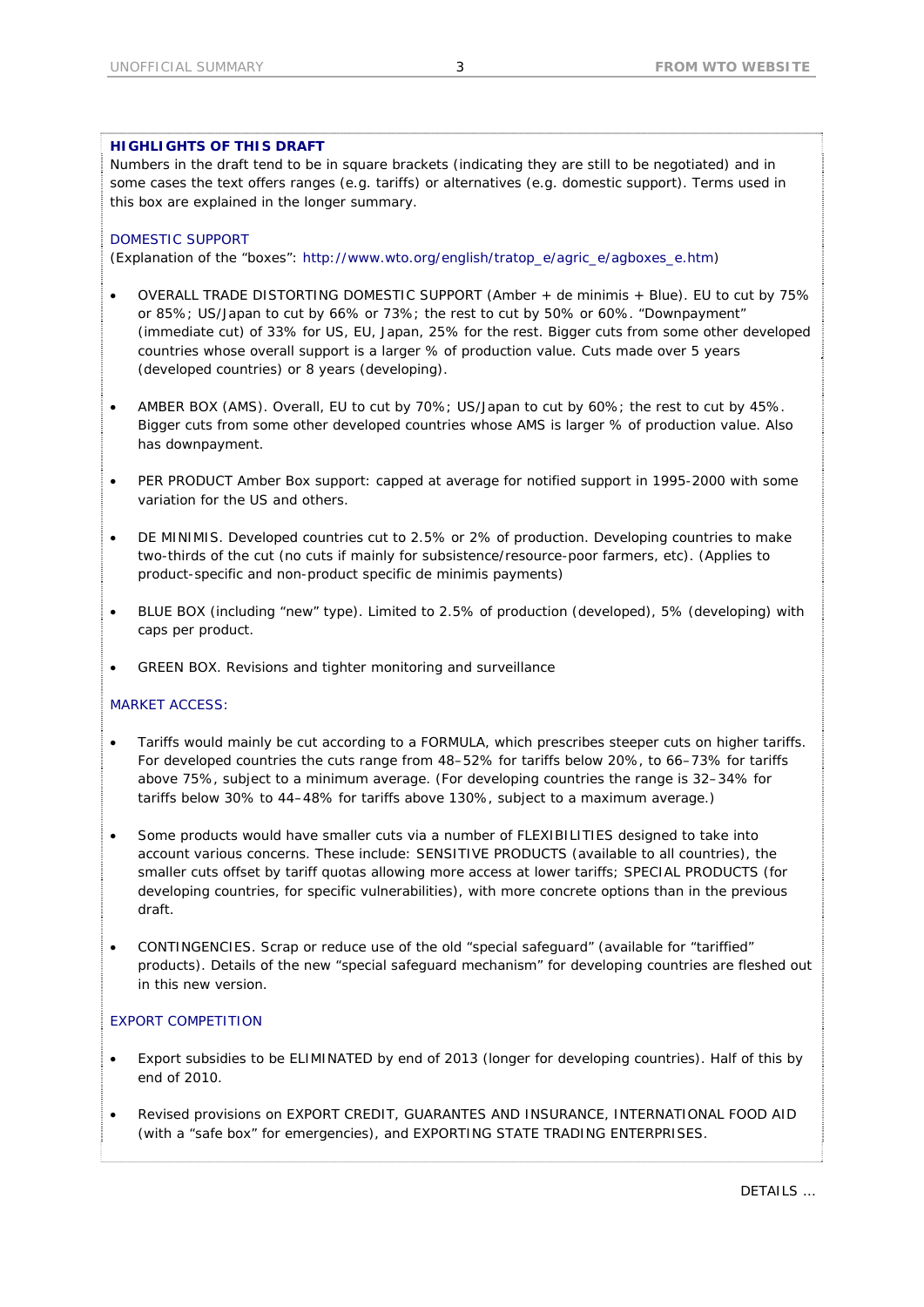**HIGHLIGHTS OF THIS DRAFT**

Numbers in the draft tend to be in square brackets (indicating they are still to be negotiated) and in some cases the text offers ranges (e.g. tariffs) or alternatives (e.g. domestic support). Terms used in this box are explained in the longer summary.

DOMESTIC SUPPORT

(Explanation of the "boxes": http://www.wto.org/english/tratop_e/agric_e/agboxes_e.htm)

- OVERALL TRADE DISTORTING DOMESTIC SUPPORT (Amber + de minimis + Blue). EU to cut by 75% or 85%; US/Japan to cut by 66% or 73%; the rest to cut by 50% or 60%. "Downpayment" (immediate cut) of 33% for US, EU, Japan, 25% for the rest. Bigger cuts from some other developed countries whose overall support is a larger % of production value. Cuts made over 5 years (developed countries) or 8 years (developing).

- AMBER BOX (AMS). Overall, EU to cut by 70%; US/Japan to cut by 60%; the rest to cut by 45%. Bigger cuts from some other developed countries whose AMS is larger % of production value. Also has downpayment.

- PER PRODUCT Amber Box support: capped at average for notified support in 1995-2000 with some variation for the US and others.

- DE MINIMIS. Developed countries cut to 2.5% or 2% of production. Developing countries to make two-thirds of the cut (no cuts if mainly for subsistence/resource-poor farmers, etc). (Applies to product-specific and non-product specific de minimis payments)

- BLUE BOX (including "new" type). Limited to 2.5% of production (developed), 5% (developing) with caps per product.

- GREEN BOX. Revisions and tighter monitoring and surveillance

MARKET ACCESS:

- Tariffs would mainly be cut according to a FORMULA, which prescribes steeper cuts on higher tariffs. For developed countries the cuts range from 48–52% for tariffs below 20%, to 66–73% for tariffs above 75%, subject to a minimum average. (For developing countries the range is 32–34% for tariffs below 30% to 44–48% for tariffs above 130%, subject to a maximum average.)

- Some products would have smaller cuts via a number of FLEXIBILITIES designed to take into account various concerns. These include: SENSITIVE PRODUCTS (available to all countries), the smaller cuts offset by tariff quotas allowing more access at lower tariffs; SPECIAL PRODUCTS (for developing countries, for specific vulnerabilities), with more concrete options than in the previous draft.

- CONTINGENCIES. Scrap or reduce use of the old "special safeguard" (available for "tariffied" products). Details of the new "special safeguard mechanism" for developing countries are fleshed out in this new version.

EXPORT COMPETITION

- Export subsidies to be ELIMINATED by end of 2013 (longer for developing countries). Half of this by end of 2010.

- Revised provisions on EXPORT CREDIT, GUARANTES AND INSURANCE, INTERNATIONAL FOOD AID (with a "safe box" for emergencies), and EXPORTING STATE TRADING ENTERPRISES.

DETAILS …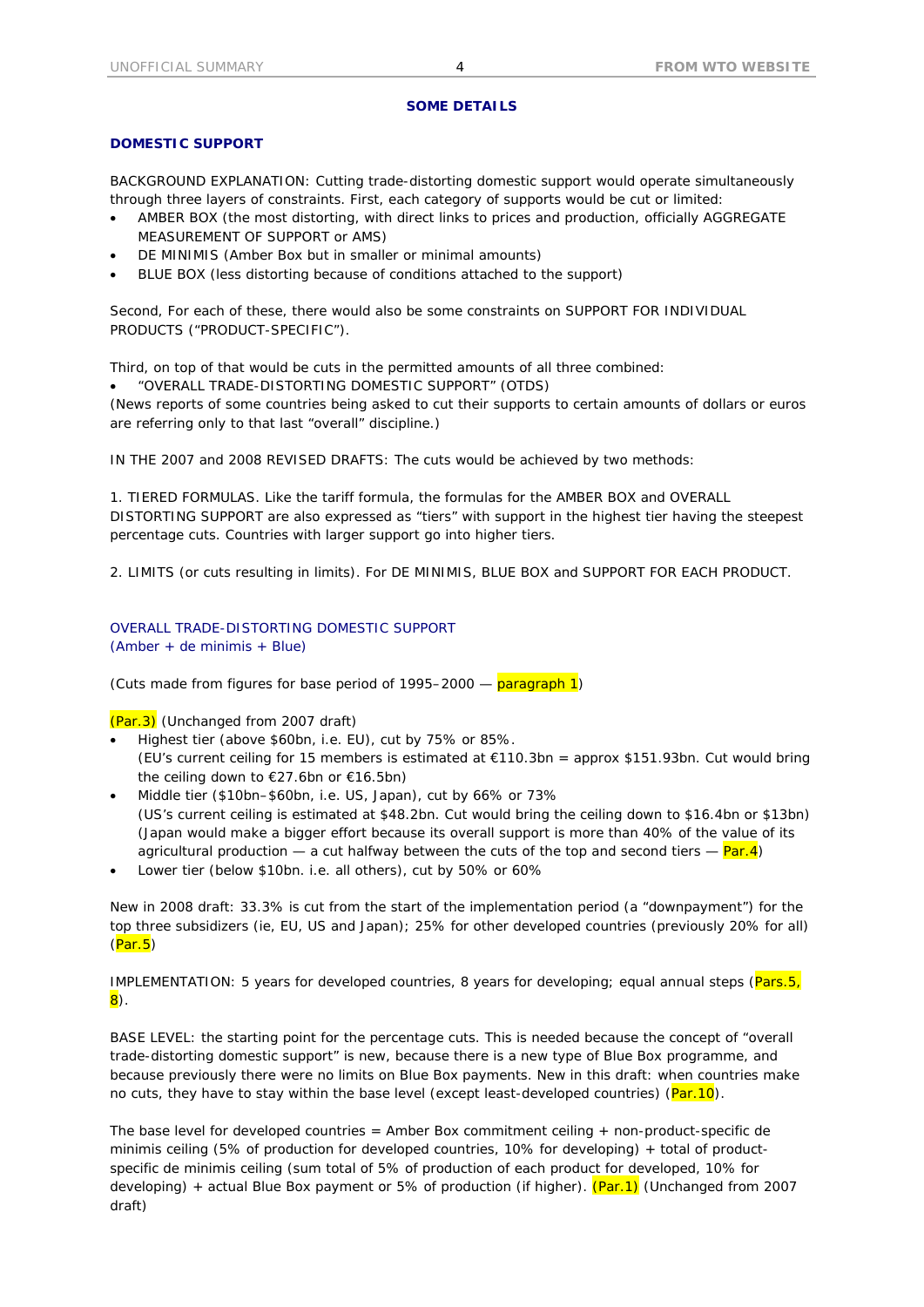## SOME DETAILS

### DOMESTIC SUPPORT

BACKGROUND EXPLANATION: Cutting trade-distorting domestic support would operate simultaneously through three layers of constraints. First, each category of supports would be cut or limited:

- AMBER BOX (the most distorting, with direct links to prices and production, officially AGGREGATE MEASUREMENT OF SUPPORT or AMS)
- DE MINIMIS (Amber Box but in smaller or minimal amounts)
- BLUE BOX (less distorting because of conditions attached to the support)

Second, For each of these, there would also be some constraints on SUPPORT FOR INDIVIDUAL PRODUCTS ("PRODUCT-SPECIFIC").

Third, on top of that would be cuts in the permitted amounts of all three combined:

- "OVERALL TRADE-DISTORTING DOMESTIC SUPPORT" (OTDS)

(News reports of some countries being asked to cut their supports to certain amounts of dollars or euros are referring only to that last "overall" discipline.)

IN THE 2007 and 2008 REVISED DRAFTS: The cuts would be achieved by two methods:

1. TIERED FORMULAS. Like the tariff formula, the formulas for the AMBER BOX and OVERALL DISTORTING SUPPORT are also expressed as "tiers" with support in the highest tier having the steepest percentage cuts. Countries with larger support go into higher tiers.

2. LIMITS (or cuts resulting in limits). For DE MINIMIS, BLUE BOX and SUPPORT FOR EACH PRODUCT.

#### OVERALL TRADE-DISTORTING DOMESTIC SUPPORT
(Amber + de minimis + Blue)

(Cuts made from figures for base period of 1995–2000 — paragraph 1)

(Par.3) (Unchanged from 2007 draft)

- Highest tier (above $60bn, i.e. EU), cut by 75% or 85%.
  (EU's current ceiling for 15 members is estimated at €110.3bn = approx $151.93bn. Cut would bring the ceiling down to €27.6bn or €16.5bn)
- Middle tier ($10bn–$60bn, i.e. US, Japan), cut by 66% or 73%
  (US's current ceiling is estimated at $48.2bn. Cut would bring the ceiling down to $16.4bn or $13bn)
  (Japan would make a bigger effort because its overall support is more than 40% of the value of its agricultural production — a cut halfway between the cuts of the top and second tiers — Par.4)
- Lower tier (below $10bn. i.e. all others), cut by 50% or 60%

New in 2008 draft: 33.3% is cut from the start of the implementation period (a "downpayment") for the top three subsidizers (ie, EU, US and Japan); 25% for other developed countries (previously 20% for all) (Par.5)

IMPLEMENTATION: 5 years for developed countries, 8 years for developing; equal annual steps (Pars.5, 8).

BASE LEVEL: the starting point for the percentage cuts. This is needed because the concept of "overall trade-distorting domestic support" is new, because there is a new type of Blue Box programme, and because previously there were no limits on Blue Box payments. New in this draft: when countries make no cuts, they have to stay within the base level (except least-developed countries) (Par.10).

The base level for developed countries = Amber Box commitment ceiling + non-product-specific de minimis ceiling (5% of production for developed countries, 10% for developing) + total of product-specific de minimis ceiling (sum total of 5% of production of each product for developed, 10% for developing) + actual Blue Box payment or 5% of production (if higher). (Par.1) (Unchanged from 2007 draft)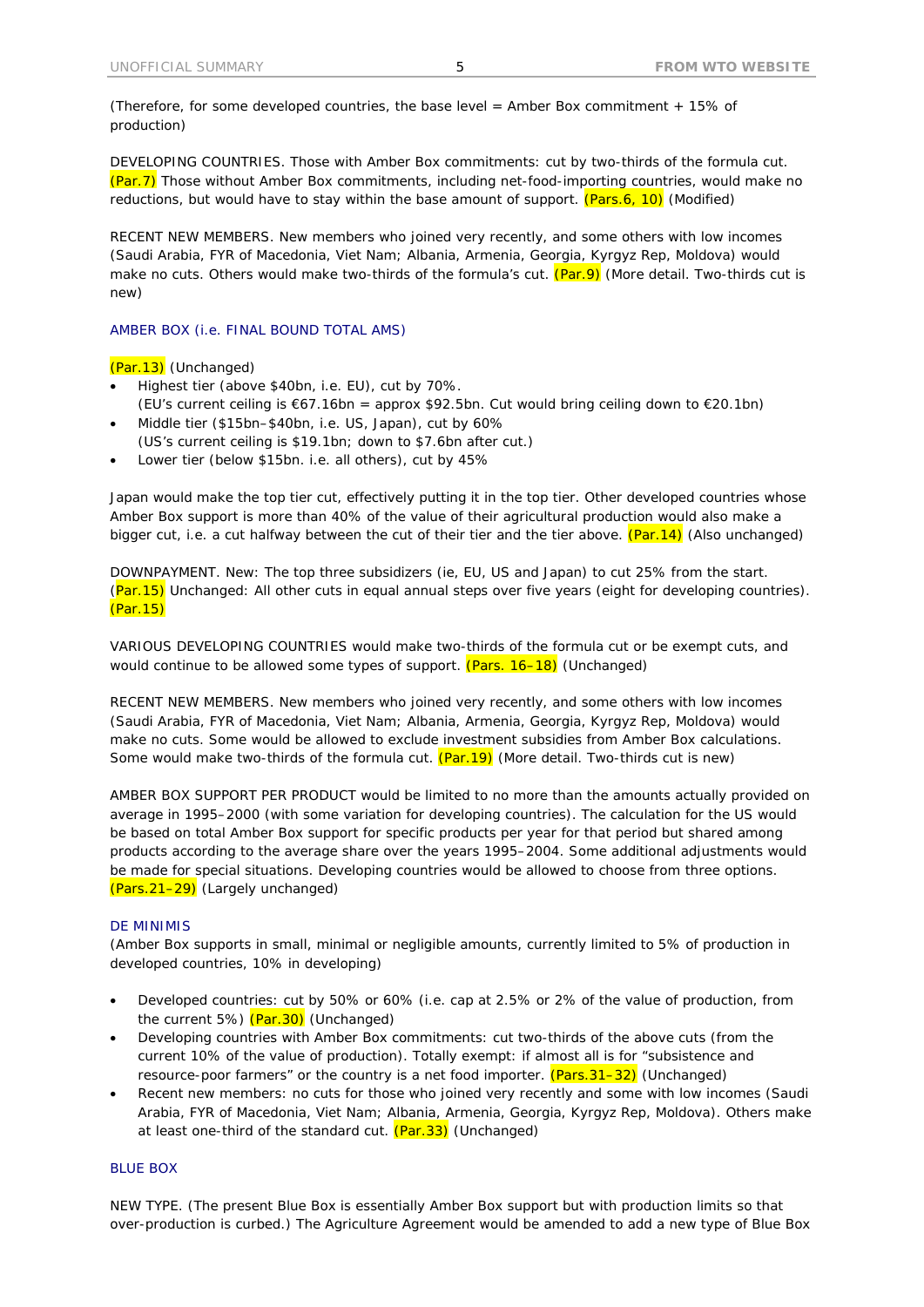(Therefore, for some developed countries, the base level = Amber Box commitment + 15% of production)

DEVELOPING COUNTRIES. Those with Amber Box commitments: cut by two-thirds of the formula cut. (Par.7) Those without Amber Box commitments, including net-food-importing countries, would make no reductions, but would have to stay within the base amount of support. (Pars.6, 10) (Modified)

RECENT NEW MEMBERS. New members who joined very recently, and some others with low incomes (Saudi Arabia, FYR of Macedonia, Viet Nam; Albania, Armenia, Georgia, Kyrgyz Rep, Moldova) would make no cuts. Others would make two-thirds of the formula's cut. (Par.9) (More detail. Two-thirds cut is new)

## AMBER BOX (i.e. FINAL BOUND TOTAL AMS)

(Par.13) (Unchanged)

- Highest tier (above $40bn, i.e. EU), cut by 70%.
  (EU's current ceiling is €67.16bn = approx $92.5bn. Cut would bring ceiling down to €20.1bn)
- Middle tier ($15bn–$40bn, i.e. US, Japan), cut by 60%
  (US's current ceiling is $19.1bn; down to $7.6bn after cut.)
- Lower tier (below $15bn. i.e. all others), cut by 45%

Japan would make the top tier cut, effectively putting it in the top tier. Other developed countries whose Amber Box support is more than 40% of the value of their agricultural production would also make a bigger cut, i.e. a cut halfway between the cut of their tier and the tier above. (Par.14) (Also unchanged)

DOWNPAYMENT. New: The top three subsidizers (ie, EU, US and Japan) to cut 25% from the start. (Par.15) Unchanged: All other cuts in equal annual steps over five years (eight for developing countries). (Par.15)

VARIOUS DEVELOPING COUNTRIES would make two-thirds of the formula cut or be exempt cuts, and would continue to be allowed some types of support. (Pars. 16–18) (Unchanged)

RECENT NEW MEMBERS. New members who joined very recently, and some others with low incomes (Saudi Arabia, FYR of Macedonia, Viet Nam; Albania, Armenia, Georgia, Kyrgyz Rep, Moldova) would make no cuts. Some would be allowed to exclude investment subsidies from Amber Box calculations. Some would make two-thirds of the formula cut. (Par.19) (More detail. Two-thirds cut is new)

AMBER BOX SUPPORT PER PRODUCT would be limited to no more than the amounts actually provided on average in 1995–2000 (with some variation for developing countries). The calculation for the US would be based on total Amber Box support for specific products per year for that period but shared among products according to the average share over the years 1995–2004. Some additional adjustments would be made for special situations. Developing countries would be allowed to choose from three options. (Pars.21–29) (Largely unchanged)

## DE MINIMIS

(Amber Box supports in small, minimal or negligible amounts, currently limited to 5% of production in developed countries, 10% in developing)

- Developed countries: cut by 50% or 60% (i.e. cap at 2.5% or 2% of the value of production, from the current 5%) (Par.30) (Unchanged)
- Developing countries with Amber Box commitments: cut two-thirds of the above cuts (from the current 10% of the value of production). Totally exempt: if almost all is for "subsistence and resource-poor farmers" or the country is a net food importer. (Pars.31–32) (Unchanged)
- Recent new members: no cuts for those who joined very recently and some with low incomes (Saudi Arabia, FYR of Macedonia, Viet Nam; Albania, Armenia, Georgia, Kyrgyz Rep, Moldova). Others make at least one-third of the standard cut. (Par.33) (Unchanged)

## BLUE BOX

NEW TYPE. (The present Blue Box is essentially Amber Box support but with production limits so that over-production is curbed.) The Agriculture Agreement would be amended to add a new type of Blue Box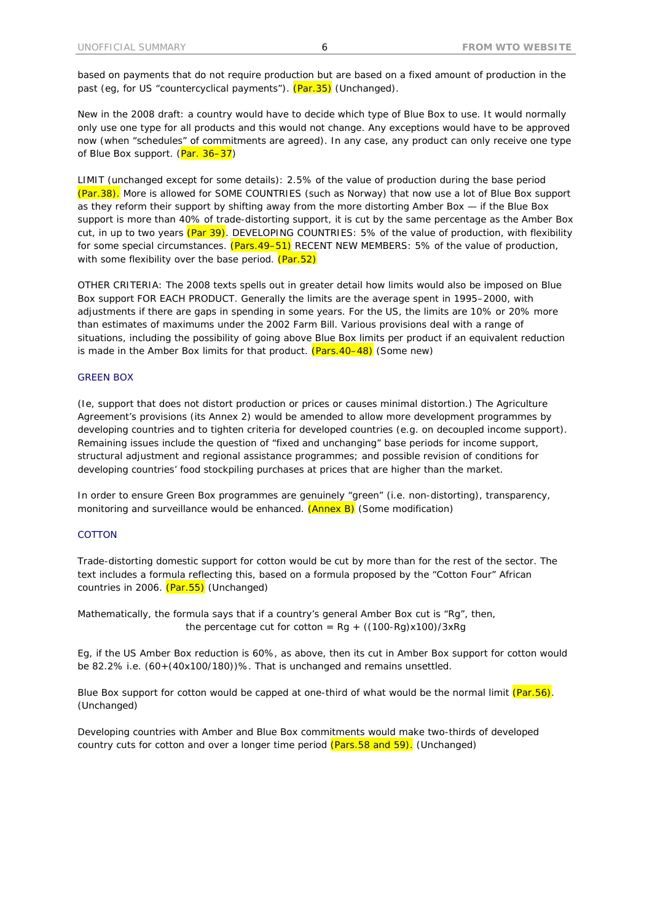based on payments that do not require production but are based on a fixed amount of production in the past (eg, for US "countercyclical payments"). (Par.35) (Unchanged).

New in the 2008 draft: a country would have to decide which type of Blue Box to use. It would normally only use one type for all products and this would not change. Any exceptions would have to be approved now (when "schedules" of commitments are agreed). In any case, any product can only receive one type of Blue Box support. (Par. 36–37)

LIMIT (unchanged except for some details): 2.5% of the value of production during the base period (Par.38). More is allowed for SOME COUNTRIES (such as Norway) that now use a lot of Blue Box support as they reform their support by shifting away from the more distorting Amber Box — if the Blue Box support is more than 40% of trade-distorting support, it is cut by the same percentage as the Amber Box cut, in up to two years (Par 39). DEVELOPING COUNTRIES: 5% of the value of production, with flexibility for some special circumstances. (Pars.49–51) RECENT NEW MEMBERS: 5% of the value of production, with some flexibility over the base period. (Par.52)

OTHER CRITERIA: The 2008 texts spells out in greater detail how limits would also be imposed on Blue Box support FOR EACH PRODUCT. Generally the limits are the average spent in 1995–2000, with adjustments if there are gaps in spending in some years. For the US, the limits are 10% or 20% more than estimates of maximums under the 2002 Farm Bill. Various provisions deal with a range of situations, including the possibility of going above Blue Box limits per product if an equivalent reduction is made in the Amber Box limits for that product. (Pars.40–48) (Some new)

## GREEN BOX

(Ie, support that does not distort production or prices or causes minimal distortion.) The Agriculture Agreement's provisions (its Annex 2) would be amended to allow more development programmes by developing countries and to tighten criteria for developed countries (e.g. on decoupled income support). Remaining issues include the question of "fixed and unchanging" base periods for income support, structural adjustment and regional assistance programmes; and possible revision of conditions for developing countries' food stockpiling purchases at prices that are higher than the market.

In order to ensure Green Box programmes are genuinely "green" (i.e. non-distorting), transparency, monitoring and surveillance would be enhanced. (Annex B) (Some modification)

## COTTON

Trade-distorting domestic support for cotton would be cut by more than for the rest of the sector. The text includes a formula reflecting this, based on a formula proposed by the "Cotton Four" African countries in 2006. (Par.55) (Unchanged)

Mathematically, the formula says that if a country's general Amber Box cut is "Rg", then,

the percentage cut for cotton = Rg + ((100-Rg)x100)/3xRg

Eg, if the US Amber Box reduction is 60%, as above, then its cut in Amber Box support for cotton would be 82.2% i.e. (60+(40x100/180))%. That is unchanged and remains unsettled.

Blue Box support for cotton would be capped at one-third of what would be the normal limit (Par.56). (Unchanged)

Developing countries with Amber and Blue Box commitments would make two-thirds of developed country cuts for cotton and over a longer time period (Pars.58 and 59). (Unchanged)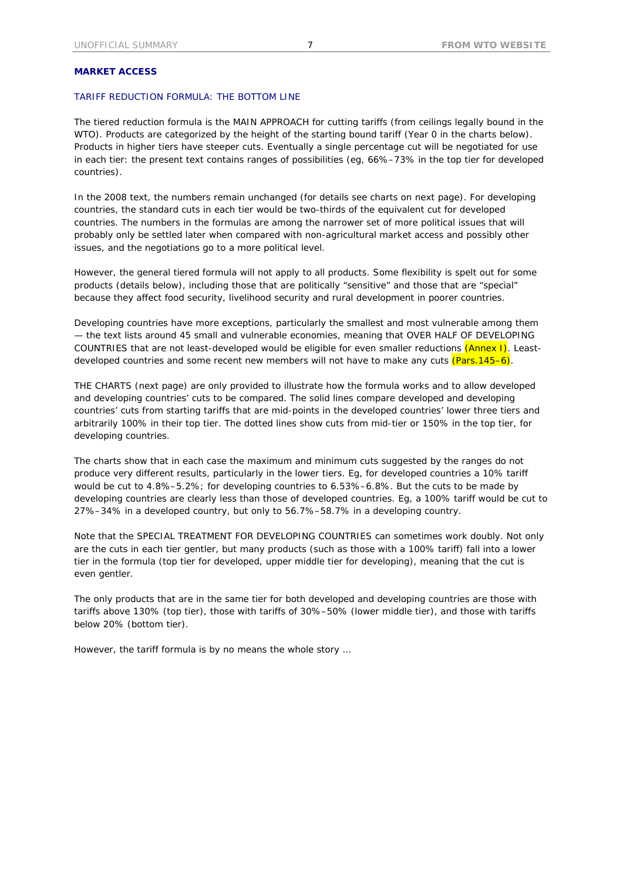## MARKET ACCESS

### TARIFF REDUCTION FORMULA: THE BOTTOM LINE

The tiered reduction formula is the MAIN APPROACH for cutting tariffs (from ceilings legally bound in the WTO). Products are categorized by the height of the starting bound tariff (Year 0 in the charts below). Products in higher tiers have steeper cuts. Eventually a single percentage cut will be negotiated for use in each tier: the present text contains ranges of possibilities (eg, 66%–73% in the top tier for developed countries).

In the 2008 text, the numbers remain unchanged (for details see charts on next page). For developing countries, the standard cuts in each tier would be two-thirds of the equivalent cut for developed countries. The numbers in the formulas are among the narrower set of more political issues that will probably only be settled later when compared with non-agricultural market access and possibly other issues, and the negotiations go to a more political level.

However, the general tiered formula will not apply to all products. Some flexibility is spelt out for some products (details below), including those that are politically "sensitive" and those that are "special" because they affect food security, livelihood security and rural development in poorer countries.

Developing countries have more exceptions, particularly the smallest and most vulnerable among them — the text lists around 45 small and vulnerable economies, meaning that OVER HALF OF DEVELOPING COUNTRIES that are not least-developed would be eligible for even smaller reductions (Annex I). Least-developed countries and some recent new members will not have to make any cuts (Pars.145–6).

THE CHARTS (next page) are only provided to illustrate how the formula works and to allow developed and developing countries' cuts to be compared. The solid lines compare developed and developing countries' cuts from starting tariffs that are mid-points in the developed countries' lower three tiers and arbitrarily 100% in their top tier. The dotted lines show cuts from mid-tier or 150% in the top tier, for developing countries.

The charts show that in each case the maximum and minimum cuts suggested by the ranges do not produce very different results, particularly in the lower tiers. Eg, for developed countries a 10% tariff would be cut to 4.8%–5.2%; for developing countries to 6.53%–6.8%. But the cuts to be made by developing countries are clearly less than those of developed countries. Eg, a 100% tariff would be cut to 27%–34% in a developed country, but only to 56.7%–58.7% in a developing country.

Note that the SPECIAL TREATMENT FOR DEVELOPING COUNTRIES can sometimes work doubly. Not only are the cuts in each tier gentler, but many products (such as those with a 100% tariff) fall into a lower tier in the formula (top tier for developed, upper middle tier for developing), meaning that the cut is even gentler.

The only products that are in the same tier for both developed and developing countries are those with tariffs above 130% (top tier), those with tariffs of 30%–50% (lower middle tier), and those with tariffs below 20% (bottom tier).

However, the tariff formula is by no means the whole story …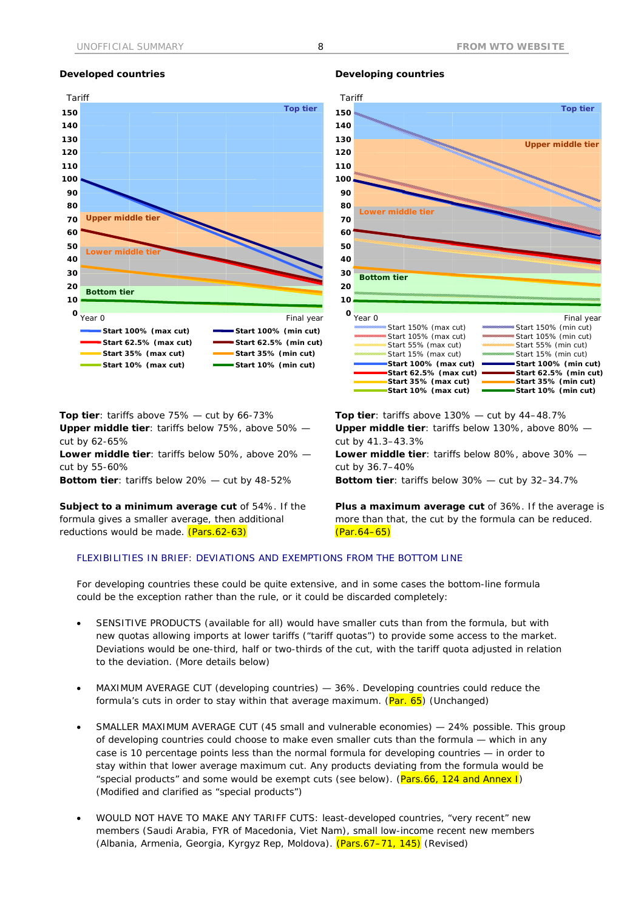## Developed countries

Tariff

| | |
|---|---|
| Top tier | |
| Upper middle tier | |
| Lower middle tier | |
| Bottom tier | |

Year 0 — Final year

- Start 100% (max cut)
- Start 100% (min cut)
- Start 62.5% (max cut)
- Start 62.5% (min cut)
- Start 35% (max cut)
- Start 35% (min cut)
- Start 10% (max cut)
- Start 10% (min cut)

**Top tier**: tariffs above 75% — cut by 66-73%
**Upper middle tier**: tariffs below 75%, above 50% — cut by 62-65%
**Lower middle tier**: tariffs below 50%, above 20% — cut by 55-60%
**Bottom tier**: tariffs below 20% — cut by 48-52%

**Subject to a minimum average cut** of 54%. If the formula gives a smaller average, then additional reductions would be made. (Pars.62-63)

## Developing countries

Tariff

Year 0 — Final year

- Start 150% (max cut)
- Start 150% (min cut)
- Start 105% (max cut)
- Start 105% (min cut)
- Start 55% (max cut)
- Start 55% (min cut)
- Start 15% (max cut)
- Start 15% (min cut)
- Start 100% (max cut)
- Start 100% (min cut)
- Start 62.5% (max cut)
- Start 62.5% (min cut)
- Start 35% (max cut)
- Start 35% (min cut)
- Start 10% (max cut)
- Start 10% (min cut)

**Top tier**: tariffs above 130% — cut by 44–48.7%
**Upper middle tier**: tariffs below 130%, above 80% — cut by 41.3–43.3%
**Lower middle tier**: tariffs below 80%, above 30% — cut by 36.7–40%
**Bottom tier**: tariffs below 30% — cut by 32–34.7%

**Plus a maximum average cut** of 36%. If the average is more than that, the cut by the formula can be reduced. (Par.64–65)

## FLEXIBILITIES IN BRIEF: DEVIATIONS AND EXEMPTIONS FROM THE BOTTOM LINE

For developing countries these could be quite extensive, and in some cases the bottom-line formula could be the exception rather than the rule, or it could be discarded completely:

- SENSITIVE PRODUCTS (available for all) would have smaller cuts than from the formula, but with new quotas allowing imports at lower tariffs ("tariff quotas") to provide some access to the market. Deviations would be one-third, half or two-thirds of the cut, with the tariff quota adjusted in relation to the deviation. (More details below)

- MAXIMUM AVERAGE CUT (developing countries) — 36%. Developing countries could reduce the formula's cuts in order to stay within that average maximum. (Par. 65) (Unchanged)

- SMALLER MAXIMUM AVERAGE CUT (45 small and vulnerable economies) — 24% possible. This group of developing countries could choose to make even smaller cuts than the formula — which in any case is 10 percentage points less than the normal formula for developing countries — in order to stay within that lower average maximum cut. Any products deviating from the formula would be "special products" and some would be exempt cuts (see below). (Pars.66, 124 and Annex I) (Modified and clarified as "special products")

- WOULD NOT HAVE TO MAKE ANY TARIFF CUTS: least-developed countries, "very recent" new members (Saudi Arabia, FYR of Macedonia, Viet Nam), small low-income recent new members (Albania, Armenia, Georgia, Kyrgyz Rep, Moldova). (Pars.67–71, 145) (Revised)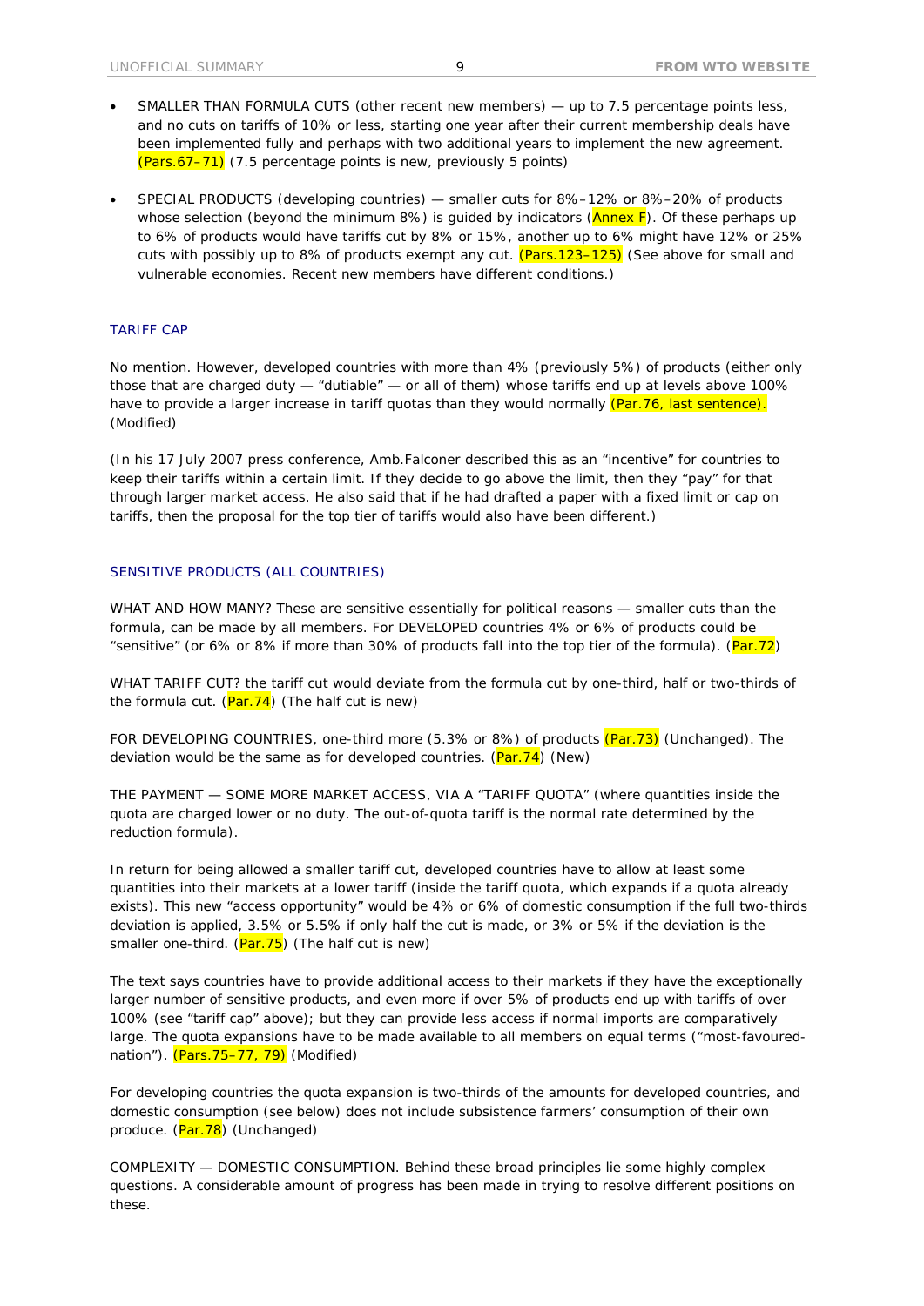- SMALLER THAN FORMULA CUTS (other recent new members) — up to 7.5 percentage points less, and no cuts on tariffs of 10% or less, starting one year after their current membership deals have been implemented fully and perhaps with two additional years to implement the new agreement. (Pars.67–71) (7.5 percentage points is new, previously 5 points)

- SPECIAL PRODUCTS (developing countries) — smaller cuts for 8%–12% or 8%–20% of products whose selection (beyond the minimum 8%) is guided by indicators (Annex F). Of these perhaps up to 6% of products would have tariffs cut by 8% or 15%, another up to 6% might have 12% or 25% cuts with possibly up to 8% of products exempt any cut. (Pars.123–125) (See above for small and vulnerable economies. Recent new members have different conditions.)

### TARIFF CAP

No mention. However, developed countries with more than 4% (previously 5%) of products (either only those that are charged duty — "dutiable" — or all of them) whose tariffs end up at levels above 100% have to provide a larger increase in tariff quotas than they would normally (Par.76, last sentence). (Modified)

(In his 17 July 2007 press conference, Amb.Falconer described this as an "incentive" for countries to keep their tariffs within a certain limit. If they decide to go above the limit, then they "pay" for that through larger market access. He also said that if he had drafted a paper with a fixed limit or cap on tariffs, then the proposal for the top tier of tariffs would also have been different.)

### SENSITIVE PRODUCTS (ALL COUNTRIES)

WHAT AND HOW MANY? These are sensitive essentially for political reasons — smaller cuts than the formula, can be made by all members. For DEVELOPED countries 4% or 6% of products could be "sensitive" (or 6% or 8% if more than 30% of products fall into the top tier of the formula). (Par.72)

WHAT TARIFF CUT? the tariff cut would deviate from the formula cut by one-third, half or two-thirds of the formula cut. (Par.74) (The half cut is new)

FOR DEVELOPING COUNTRIES, one-third more (5.3% or 8%) of products (Par.73) (Unchanged). The deviation would be the same as for developed countries. (Par.74) (New)

THE PAYMENT — SOME MORE MARKET ACCESS, VIA A "TARIFF QUOTA" (where quantities inside the quota are charged lower or no duty. The out-of-quota tariff is the normal rate determined by the reduction formula).

In return for being allowed a smaller tariff cut, developed countries have to allow at least some quantities into their markets at a lower tariff (inside the tariff quota, which expands if a quota already exists). This new "access opportunity" would be 4% or 6% of domestic consumption if the full two-thirds deviation is applied, 3.5% or 5.5% if only half the cut is made, or 3% or 5% if the deviation is the smaller one-third. (Par.75) (The half cut is new)

The text says countries have to provide additional access to their markets if they have the exceptionally larger number of sensitive products, and even more if over 5% of products end up with tariffs of over 100% (see "tariff cap" above); but they can provide less access if normal imports are comparatively large. The quota expansions have to be made available to all members on equal terms ("most-favoured-nation"). (Pars.75–77, 79) (Modified)

For developing countries the quota expansion is two-thirds of the amounts for developed countries, and domestic consumption (see below) does not include subsistence farmers' consumption of their own produce. (Par.78) (Unchanged)

COMPLEXITY — DOMESTIC CONSUMPTION. Behind these broad principles lie some highly complex questions. A considerable amount of progress has been made in trying to resolve different positions on these.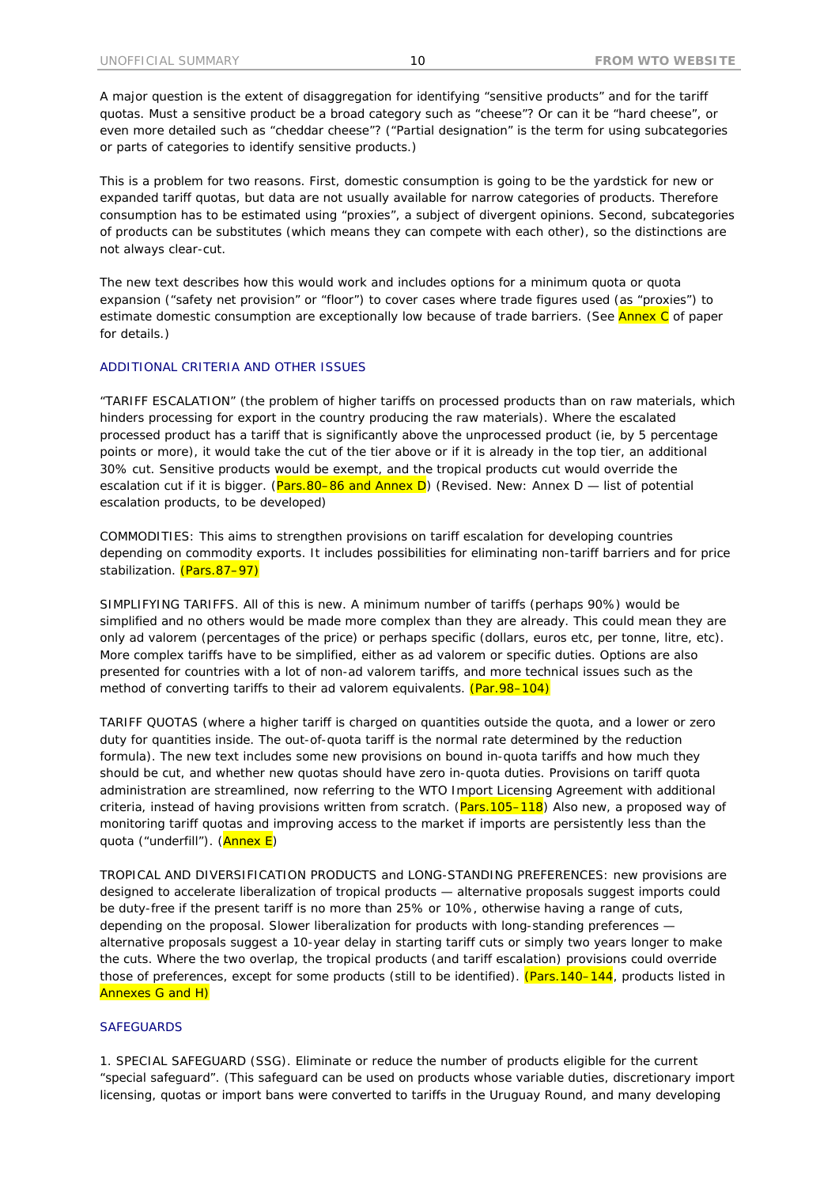A major question is the extent of disaggregation for identifying "sensitive products" and for the tariff quotas. Must a sensitive product be a broad category such as "cheese"? Or can it be "hard cheese", or even more detailed such as "cheddar cheese"? ("Partial designation" is the term for using subcategories or parts of categories to identify sensitive products.)

This is a problem for two reasons. First, domestic consumption is going to be the yardstick for new or expanded tariff quotas, but data are not usually available for narrow categories of products. Therefore consumption has to be estimated using "proxies", a subject of divergent opinions. Second, subcategories of products can be substitutes (which means they can compete with each other), so the distinctions are not always clear-cut.

The new text describes how this would work and includes options for a minimum quota or quota expansion ("safety net provision" or "floor") to cover cases where trade figures used (as "proxies") to estimate domestic consumption are exceptionally low because of trade barriers. (See Annex C of paper for details.)

## ADDITIONAL CRITERIA AND OTHER ISSUES

"TARIFF ESCALATION" (the problem of higher tariffs on processed products than on raw materials, which hinders processing for export in the country producing the raw materials). Where the escalated processed product has a tariff that is significantly above the unprocessed product (ie, by 5 percentage points or more), it would take the cut of the tier above or if it is already in the top tier, an additional 30% cut. Sensitive products would be exempt, and the tropical products cut would override the escalation cut if it is bigger. (Pars.80–86 and Annex D) (Revised. New: Annex D — list of potential escalation products, to be developed)

COMMODITIES: This aims to strengthen provisions on tariff escalation for developing countries depending on commodity exports. It includes possibilities for eliminating non-tariff barriers and for price stabilization. (Pars.87–97)

SIMPLIFYING TARIFFS. All of this is new. A minimum number of tariffs (perhaps 90%) would be simplified and no others would be made more complex than they are already. This could mean they are only ad valorem (percentages of the price) or perhaps specific (dollars, euros etc, per tonne, litre, etc). More complex tariffs have to be simplified, either as ad valorem or specific duties. Options are also presented for countries with a lot of non-ad valorem tariffs, and more technical issues such as the method of converting tariffs to their ad valorem equivalents. (Par.98–104)

TARIFF QUOTAS (where a higher tariff is charged on quantities outside the quota, and a lower or zero duty for quantities inside. The out-of-quota tariff is the normal rate determined by the reduction formula). The new text includes some new provisions on bound in-quota tariffs and how much they should be cut, and whether new quotas should have zero in-quota duties. Provisions on tariff quota administration are streamlined, now referring to the WTO Import Licensing Agreement with additional criteria, instead of having provisions written from scratch. (Pars.105–118) Also new, a proposed way of monitoring tariff quotas and improving access to the market if imports are persistently less than the quota ("underfill"). (Annex E)

TROPICAL AND DIVERSIFICATION PRODUCTS and LONG-STANDING PREFERENCES: new provisions are designed to accelerate liberalization of tropical products — alternative proposals suggest imports could be duty-free if the present tariff is no more than 25% or 10%, otherwise having a range of cuts, depending on the proposal. Slower liberalization for products with long-standing preferences — alternative proposals suggest a 10-year delay in starting tariff cuts or simply two years longer to make the cuts. Where the two overlap, the tropical products (and tariff escalation) provisions could override those of preferences, except for some products (still to be identified). (Pars.140–144, products listed in Annexes G and H)

## SAFEGUARDS

1. SPECIAL SAFEGUARD (SSG). Eliminate or reduce the number of products eligible for the current "special safeguard". (This safeguard can be used on products whose variable duties, discretionary import licensing, quotas or import bans were converted to tariffs in the Uruguay Round, and many developing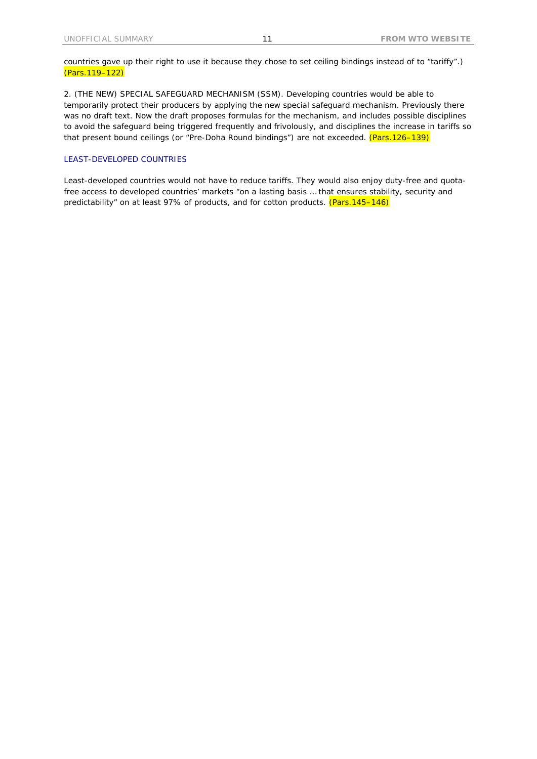countries gave up their right to use it because they chose to set ceiling bindings instead of to "tariffy".) (Pars.119–122)

2. (THE NEW) SPECIAL SAFEGUARD MECHANISM (SSM). Developing countries would be able to temporarily protect their producers by applying the new special safeguard mechanism. Previously there was no draft text. Now the draft proposes formulas for the mechanism, and includes possible disciplines to avoid the safeguard being triggered frequently and frivolously, and disciplines the increase in tariffs so that present bound ceilings (or "Pre-Doha Round bindings") are not exceeded. (Pars.126–139)

## LEAST-DEVELOPED COUNTRIES

Least-developed countries would not have to reduce tariffs. They would also enjoy duty-free and quota-free access to developed countries' markets "on a lasting basis … that ensures stability, security and predictability" on at least 97% of products, and for cotton products. (Pars.145–146)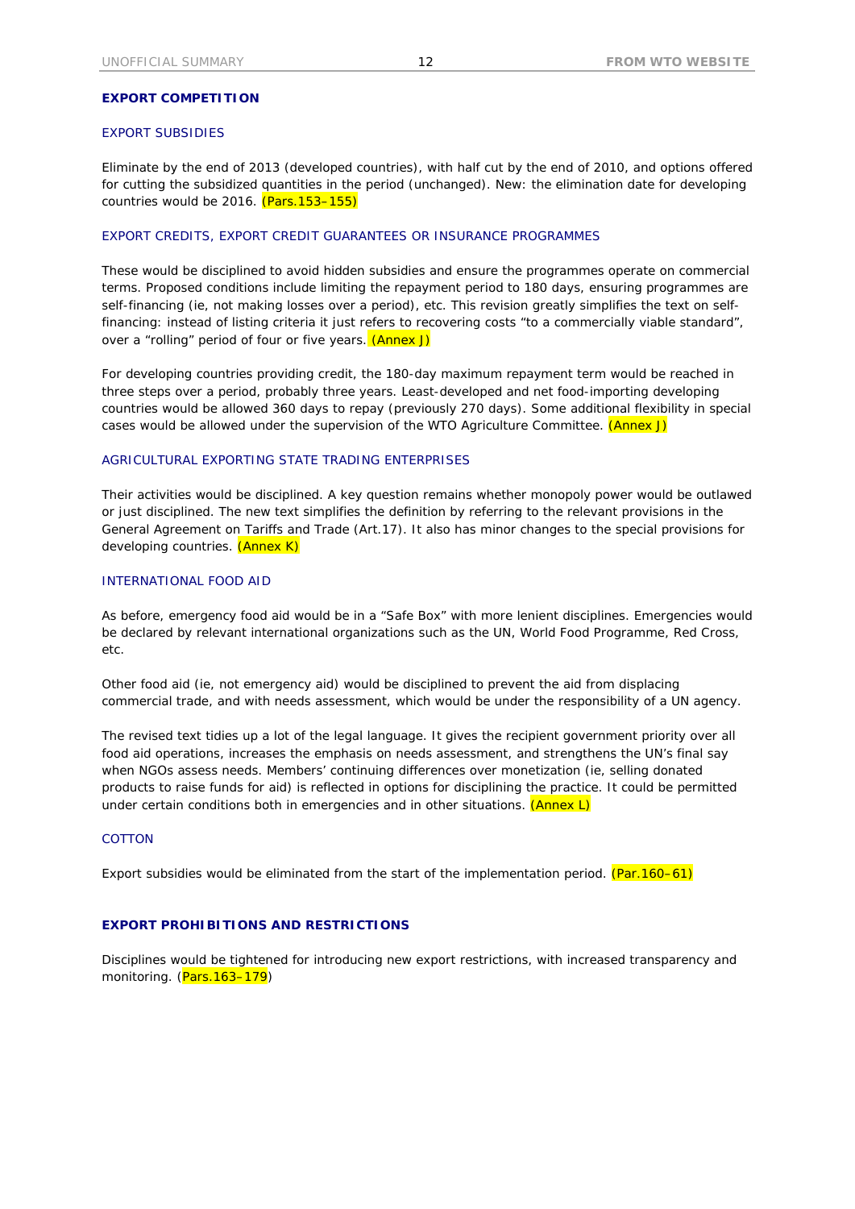## EXPORT COMPETITION

### EXPORT SUBSIDIES

Eliminate by the end of 2013 (developed countries), with half cut by the end of 2010, and options offered for cutting the subsidized quantities in the period (unchanged). New: the elimination date for developing countries would be 2016. (Pars.153–155)

### EXPORT CREDITS, EXPORT CREDIT GUARANTEES OR INSURANCE PROGRAMMES

These would be disciplined to avoid hidden subsidies and ensure the programmes operate on commercial terms. Proposed conditions include limiting the repayment period to 180 days, ensuring programmes are self-financing (ie, not making losses over a period), etc. This revision greatly simplifies the text on self-financing: instead of listing criteria it just refers to recovering costs "to a commercially viable standard", over a "rolling" period of four or five years. (Annex J)

For developing countries providing credit, the 180-day maximum repayment term would be reached in three steps over a period, probably three years. Least-developed and net food-importing developing countries would be allowed 360 days to repay (previously 270 days). Some additional flexibility in special cases would be allowed under the supervision of the WTO Agriculture Committee. (Annex J)

### AGRICULTURAL EXPORTING STATE TRADING ENTERPRISES

Their activities would be disciplined. A key question remains whether monopoly power would be outlawed or just disciplined. The new text simplifies the definition by referring to the relevant provisions in the General Agreement on Tariffs and Trade (Art.17). It also has minor changes to the special provisions for developing countries. (Annex K)

### INTERNATIONAL FOOD AID

As before, emergency food aid would be in a "Safe Box" with more lenient disciplines. Emergencies would be declared by relevant international organizations such as the UN, World Food Programme, Red Cross, etc.

Other food aid (ie, not emergency aid) would be disciplined to prevent the aid from displacing commercial trade, and with needs assessment, which would be under the responsibility of a UN agency.

The revised text tidies up a lot of the legal language. It gives the recipient government priority over all food aid operations, increases the emphasis on needs assessment, and strengthens the UN's final say when NGOs assess needs. Members' continuing differences over monetization (ie, selling donated products to raise funds for aid) is reflected in options for disciplining the practice. It could be permitted under certain conditions both in emergencies and in other situations. (Annex L)

### COTTON

Export subsidies would be eliminated from the start of the implementation period. (Par.160–61)

## EXPORT PROHIBITIONS AND RESTRICTIONS

Disciplines would be tightened for introducing new export restrictions, with increased transparency and monitoring. (Pars.163–179)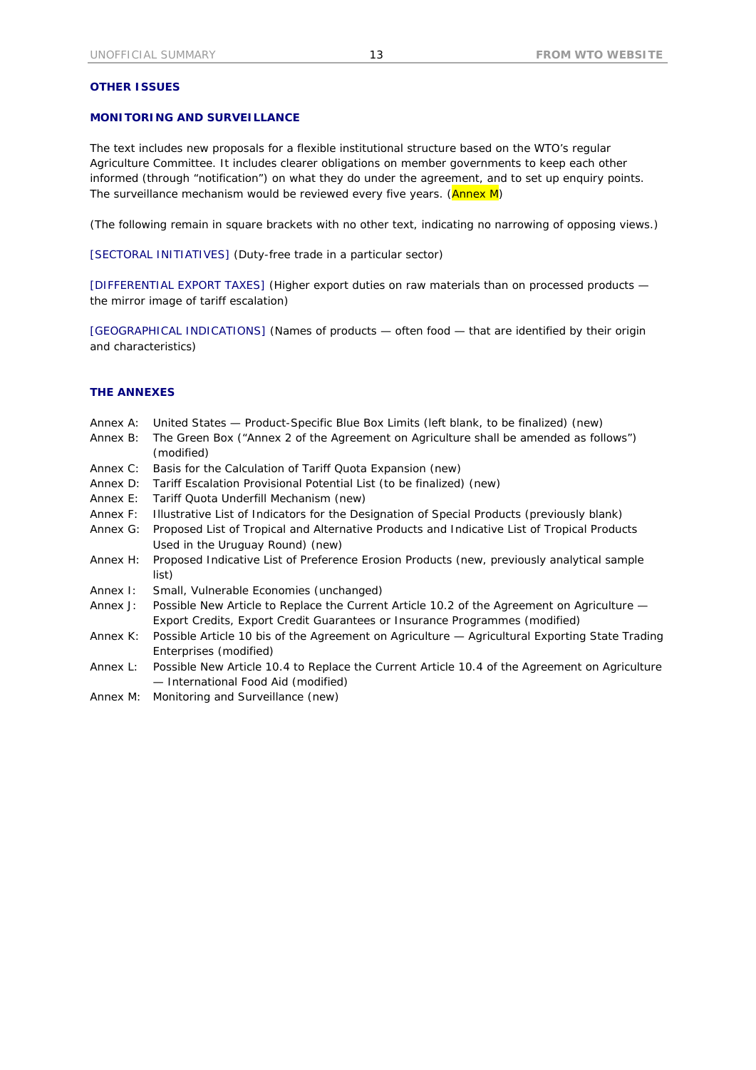### OTHER ISSUES

### MONITORING AND SURVEILLANCE

The text includes new proposals for a flexible institutional structure based on the WTO's regular Agriculture Committee. It includes clearer obligations on member governments to keep each other informed (through "notification") on what they do under the agreement, and to set up enquiry points. The surveillance mechanism would be reviewed every five years. (Annex M)

(The following remain in square brackets with no other text, indicating no narrowing of opposing views.)

[SECTORAL INITIATIVES] (Duty-free trade in a particular sector)

[DIFFERENTIAL EXPORT TAXES] (Higher export duties on raw materials than on processed products — the mirror image of tariff escalation)

[GEOGRAPHICAL INDICATIONS] (Names of products — often food — that are identified by their origin and characteristics)

### THE ANNEXES

- Annex A: United States — Product-Specific Blue Box Limits (left blank, to be finalized) (new)
- Annex B: The Green Box ("Annex 2 of the Agreement on Agriculture shall be amended as follows") (modified)
- Annex C: Basis for the Calculation of Tariff Quota Expansion (new)
- Annex D: Tariff Escalation Provisional Potential List (to be finalized) (new)
- Annex E: Tariff Quota Underfill Mechanism (new)
- Annex F: Illustrative List of Indicators for the Designation of Special Products (previously blank)
- Annex G: Proposed List of Tropical and Alternative Products and Indicative List of Tropical Products Used in the Uruguay Round) (new)
- Annex H: Proposed Indicative List of Preference Erosion Products (new, previously analytical sample list)
- Annex I: Small, Vulnerable Economies (unchanged)
- Annex J: Possible New Article to Replace the Current Article 10.2 of the Agreement on Agriculture — Export Credits, Export Credit Guarantees or Insurance Programmes (modified)
- Annex K: Possible Article 10 bis of the Agreement on Agriculture — Agricultural Exporting State Trading Enterprises (modified)
- Annex L: Possible New Article 10.4 to Replace the Current Article 10.4 of the Agreement on Agriculture — International Food Aid (modified)
- Annex M: Monitoring and Surveillance (new)